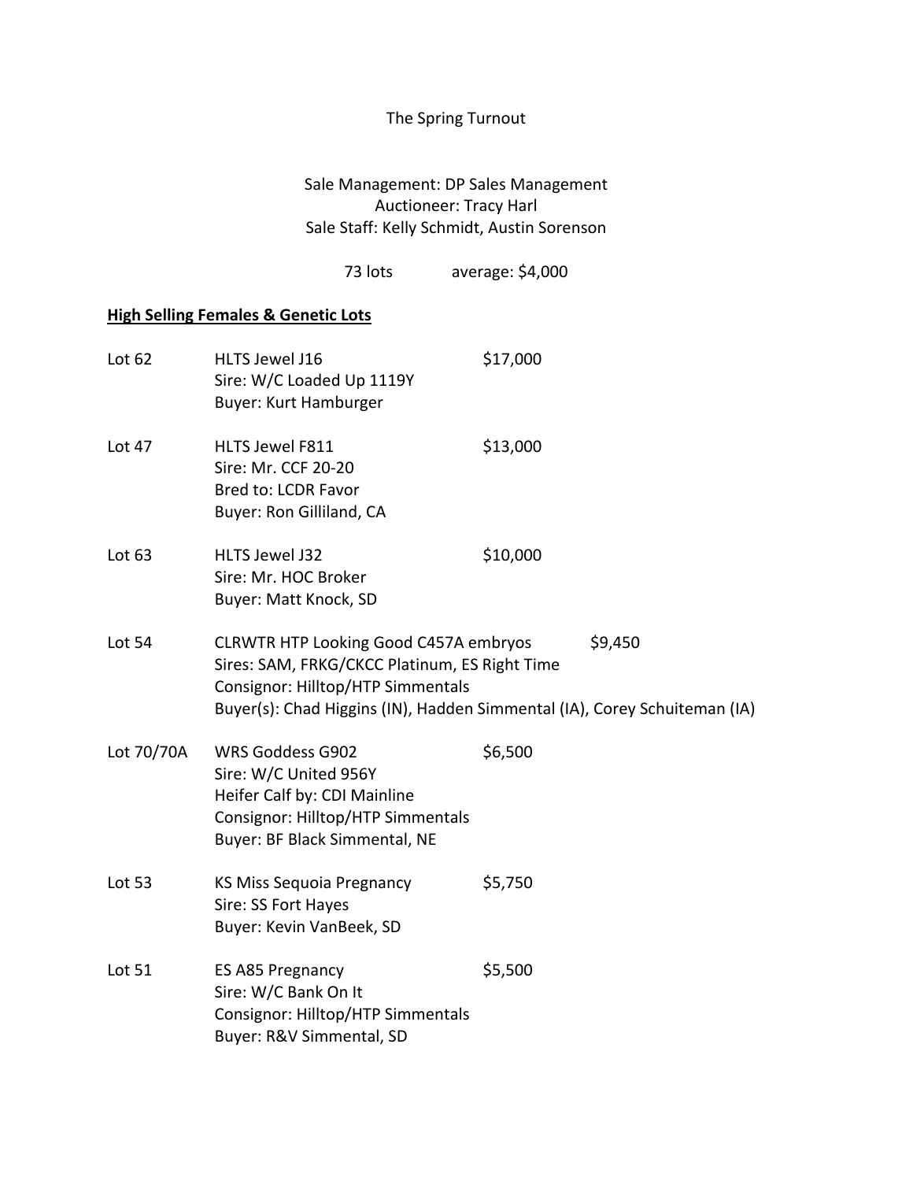# The Spring Turnout

Sale Management: DP Sales Management
Auctioneer: Tracy Harl
Sale Staff: Kelly Schmidt, Austin Sorenson

73 lots average: $4,000

## **High Selling Females & Genetic Lots**

**Lot 62** — HLTS Jewel J16 — $17,000
Sire: W/C Loaded Up 1119Y
Buyer: Kurt Hamburger

**Lot 47** — HLTS Jewel F811 — $13,000
Sire: Mr. CCF 20-20
Bred to: LCDR Favor
Buyer: Ron Gilliland, CA

**Lot 63** — HLTS Jewel J32 — $10,000
Sire: Mr. HOC Broker
Buyer: Matt Knock, SD

**Lot 54** — CLRWTR HTP Looking Good C457A embryos — $9,450
Sires: SAM, FRKG/CKCC Platinum, ES Right Time
Consignor: Hilltop/HTP Simmentals
Buyer(s): Chad Higgins (IN), Hadden Simmental (IA), Corey Schuiteman (IA)

**Lot 70/70A** — WRS Goddess G902 — $6,500
Sire: W/C United 956Y
Heifer Calf by: CDI Mainline
Consignor: Hilltop/HTP Simmentals
Buyer: BF Black Simmental, NE

**Lot 53** — KS Miss Sequoia Pregnancy — $5,750
Sire: SS Fort Hayes
Buyer: Kevin VanBeek, SD

**Lot 51** — ES A85 Pregnancy — $5,500
Sire: W/C Bank On It
Consignor: Hilltop/HTP Simmentals
Buyer: R&V Simmental, SD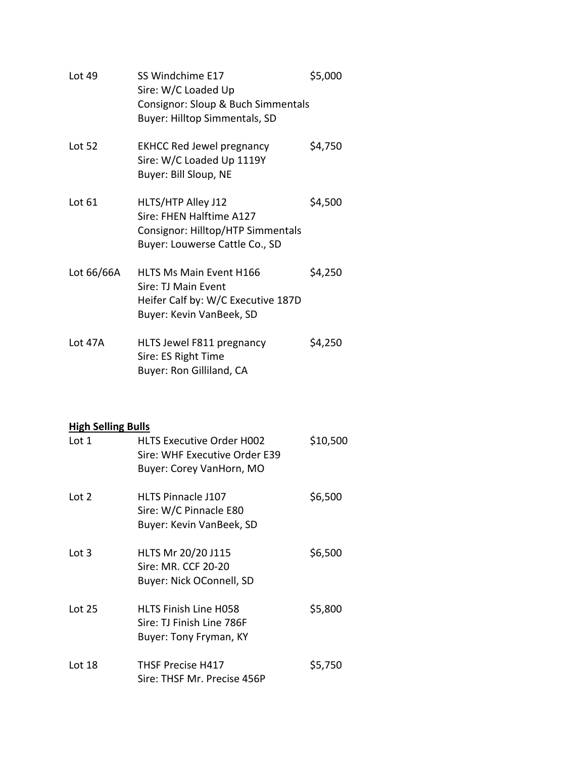| | | |
|---|---|---|
| Lot 49 | SS Windchime E17<br>Sire: W/C Loaded Up<br>Consignor: Sloup & Buch Simmentals<br>Buyer: Hilltop Simmentals, SD | $5,000 |
| Lot 52 | EKHCC Red Jewel pregnancy<br>Sire: W/C Loaded Up 1119Y<br>Buyer: Bill Sloup, NE | $4,750 |
| Lot 61 | HLTS/HTP Alley J12<br>Sire: FHEN Halftime A127<br>Consignor: Hilltop/HTP Simmentals<br>Buyer: Louwerse Cattle Co., SD | $4,500 |
| Lot 66/66A | HLTS Ms Main Event H166<br>Sire: TJ Main Event<br>Heifer Calf by: W/C Executive 187D<br>Buyer: Kevin VanBeek, SD | $4,250 |
| Lot 47A | HLTS Jewel F811 pregnancy<br>Sire: ES Right Time<br>Buyer: Ron Gilliland, CA | $4,250 |

**High Selling Bulls**

| | | |
|---|---|---|
| Lot 1 | HLTS Executive Order H002<br>Sire: WHF Executive Order E39<br>Buyer: Corey VanHorn, MO | $10,500 |
| Lot 2 | HLTS Pinnacle J107<br>Sire: W/C Pinnacle E80<br>Buyer: Kevin VanBeek, SD | $6,500 |
| Lot 3 | HLTS Mr 20/20 J115<br>Sire: MR. CCF 20-20<br>Buyer: Nick OConnell, SD | $6,500 |
| Lot 25 | HLTS Finish Line H058<br>Sire: TJ Finish Line 786F<br>Buyer: Tony Fryman, KY | $5,800 |
| Lot 18 | THSF Precise H417<br>Sire: THSF Mr. Precise 456P | $5,750 |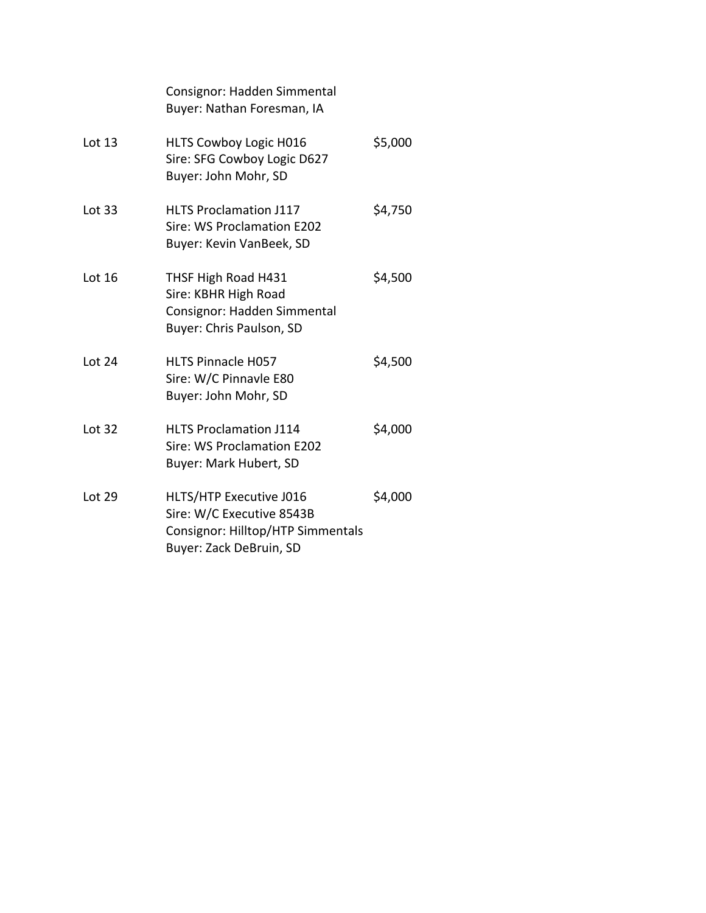| | | |
|---|---|---|
| | Consignor: Hadden Simmental<br>Buyer: Nathan Foresman, IA | |
| Lot 13 | HLTS Cowboy Logic H016<br>Sire: SFG Cowboy Logic D627<br>Buyer: John Mohr, SD | $5,000 |
| Lot 33 | HLTS Proclamation J117<br>Sire: WS Proclamation E202<br>Buyer: Kevin VanBeek, SD | $4,750 |
| Lot 16 | THSF High Road H431<br>Sire: KBHR High Road<br>Consignor: Hadden Simmental<br>Buyer: Chris Paulson, SD | $4,500 |
| Lot 24 | HLTS Pinnacle H057<br>Sire: W/C Pinnavle E80<br>Buyer: John Mohr, SD | $4,500 |
| Lot 32 | HLTS Proclamation J114<br>Sire: WS Proclamation E202<br>Buyer: Mark Hubert, SD | $4,000 |
| Lot 29 | HLTS/HTP Executive J016<br>Sire: W/C Executive 8543B<br>Consignor: Hilltop/HTP Simmentals<br>Buyer: Zack DeBruin, SD | $4,000 |